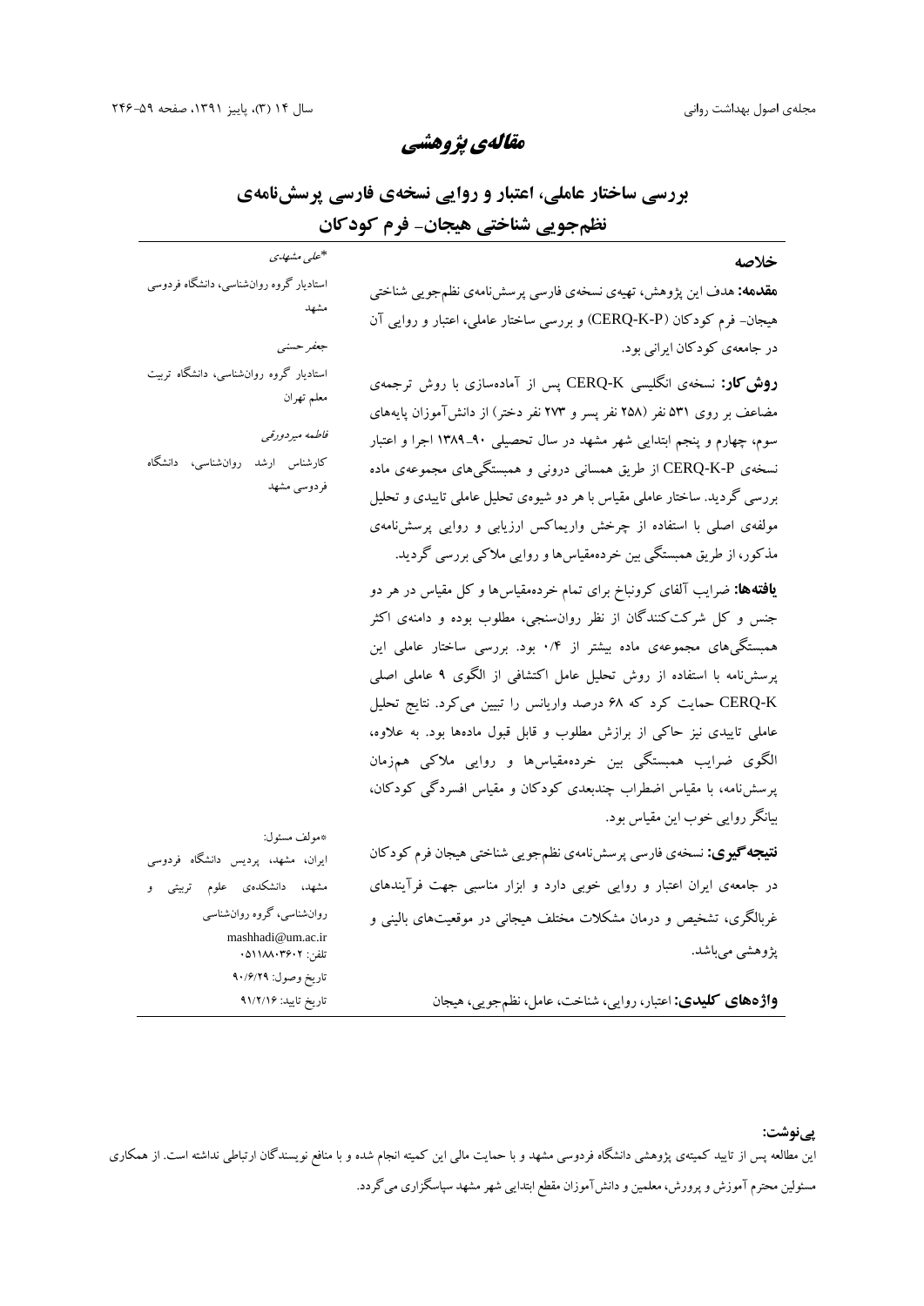## مقاله‌ی پژوهشی

# بررسی ساختار عاملی، اعتبار و روایی نسخه‌ی فارسی پرسش‌نامه‌ی نظم‌جویی شناختی هیجان- فرم کودکان

*علی مشهدی*
استادیار گروه روان‌شناسی، دانشگاه فردوسی مشهد

جعفر حسنی
استادیار گروه روان‌شناسی، دانشگاه تربیت معلم تهران

*فاطمه میردورقی*
کارشناس ارشد روان‌شناسی، دانشگاه فردوسی مشهد

### خلاصه

**مقدمه:** هدف این پژوهش، تهیه‌ی نسخه‌ی فارسی پرسش‌نامه‌ی نظم‌جویی شناختی هیجان- فرم کودکان (CERQ-K-P) و بررسی ساختار عاملی، اعتبار و روایی آن در جامعه‌ی کودکان ایرانی بود.

**روش‌کار:** نسخه‌ی انگلیسی CERQ-K پس از آماده‌سازی با روش ترجمه‌ی مضاعف بر روی ۵۳۱ نفر (۲۵۸ نفر پسر و ۲۷۳ نفر دختر) از دانش‌آموزان پایه‌های سوم، چهارم و پنجم ابتدایی شهر مشهد در سال تحصیلی ۹۰-۱۳۸۹ اجرا و اعتبار نسخه‌ی CERQ-K-P از طریق همسانی درونی و همبستگی‌های مجموعه‌ی ماده بررسی گردید. ساختار عاملی مقیاس با هر دو شیوه‌ی تحلیل عاملی تاییدی و تحلیل مولفه‌ی اصلی با استفاده از چرخش واریماکس ارزیابی و روایی پرسش‌نامه‌ی مذکور، از طریق همبستگی بین خرده‌مقیاس‌ها و روایی ملاکی بررسی گردید.

**یافته‌ها:** ضرایب آلفای کرونباخ برای تمام خرده‌مقیاس‌ها و کل مقیاس در هر دو جنس و کل شرکت‌کنندگان از نظر روان‌سنجی، مطلوب بوده و دامنه‌ی اکثر همبستگی‌های مجموعه‌ی ماده بیشتر از ۰/۴ بود. بررسی ساختار عاملی این پرسش‌نامه با استفاده از روش تحلیل عامل اکتشافی از الگوی ۹ عاملی اصلی CERQ-K حمایت کرد که ۶۸ درصد واریانس را تبیین می‌کرد. نتایج تحلیل عاملی تاییدی نیز حاکی از برازش مطلوب و قابل قبول ماده‌ها بود. به علاوه، الگوی ضرایب همبستگی بین خرده‌مقیاس‌ها و روایی ملاکی هم‌زمان پرسش‌نامه، با مقیاس اضطراب چندبعدی کودکان و مقیاس افسردگی کودکان، بیانگر روایی خوب این مقیاس بود.

**نتیجه‌گیری:** نسخه‌ی فارسی پرسش‌نامه‌ی نظم‌جویی شناختی هیجان فرم کودکان در جامعه‌ی ایران اعتبار و روایی خوبی دارد و ابزار مناسبی جهت فرآیندهای غربالگری، تشخیص و درمان مشکلات مختلف هیجانی در موقعیت‌های بالینی و پژوهشی می‌باشد.

**واژه‌های کلیدی:** اعتبار، روایی، شناخت، عامل، نظم‌جویی، هیجان

*مولف مسئول:
ایران، مشهد، پردیس دانشگاه فردوسی مشهد، دانشکده‌ی علوم تربیتی و روان‌شناسی، گروه روان‌شناسی
mashhadi@um.ac.ir
تلفن: ۰۵۱۱۸۸۰۳۶۰۲
تاریخ وصول: ۹۰/۶/۲۹
تاریخ تایید: ۹۱/۲/۱۶

**پی‌نوشت:**
این مطالعه پس از تایید کمیته‌ی پژوهشی دانشگاه فردوسی مشهد و با حمایت مالی این کمیته انجام شده و با منافع نویسندگان ارتباطی نداشته است. از همکاری مسئولین محترم آموزش و پرورش، معلمین و دانش‌آموزان مقطع ابتدایی شهر مشهد سپاسگزاری می‌گردد.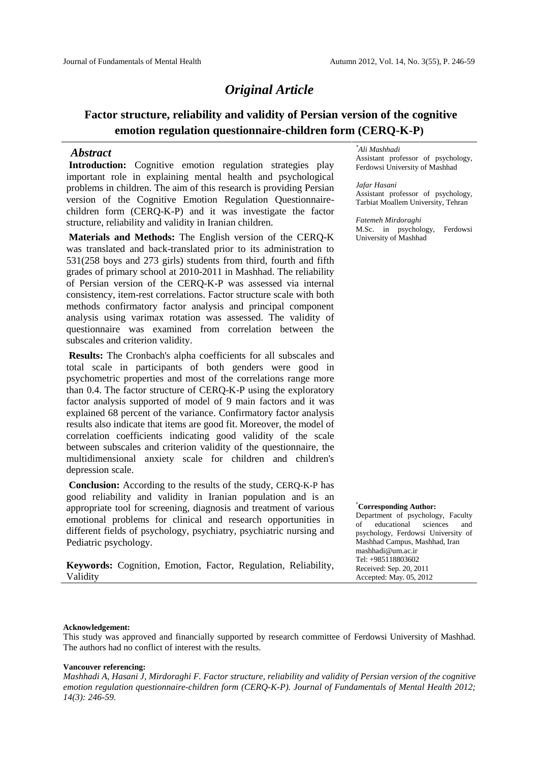# *Original Article*

## Factor structure, reliability and validity of Persian version of the cognitive emotion regulation questionnaire-children form (CERQ-K-P)

*Ali Mashhadi*[*]
Assistant professor of psychology, Ferdowsi University of Mashhad

*Jafar Hasani*
Assistant professor of psychology, Tarbiat Moallem University, Tehran

*Fatemeh Mirdoraghi*
M.Sc. in psychology, Ferdowsi University of Mashhad

### *Abstract*

**Introduction:** Cognitive emotion regulation strategies play important role in explaining mental health and psychological problems in children. The aim of this research is providing Persian version of the Cognitive Emotion Regulation Questionnaire-children form (CERQ-K-P) and it was investigate the factor structure, reliability and validity in Iranian children.

**Materials and Methods:** The English version of the CERQ-K was translated and back-translated prior to its administration to 531(258 boys and 273 girls) students from third, fourth and fifth grades of primary school at 2010-2011 in Mashhad. The reliability of Persian version of the CERQ-K-P was assessed via internal consistency, item-rest correlations. Factor structure scale with both methods confirmatory factor analysis and principal component analysis using varimax rotation was assessed. The validity of questionnaire was examined from correlation between the subscales and criterion validity.

**Results:** The Cronbach's alpha coefficients for all subscales and total scale in participants of both genders were good in psychometric properties and most of the correlations range more than 0.4. The factor structure of CERQ-K-P using the exploratory factor analysis supported of model of 9 main factors and it was explained 68 percent of the variance. Confirmatory factor analysis results also indicate that items are good fit. Moreover, the model of correlation coefficients indicating good validity of the scale between subscales and criterion validity of the questionnaire, the multidimensional anxiety scale for children and children's depression scale.

**Conclusion:** According to the results of the study, CERQ-K-P has good reliability and validity in Iranian population and is an appropriate tool for screening, diagnosis and treatment of various emotional problems for clinical and research opportunities in different fields of psychology, psychiatry, psychiatric nursing and Pediatric psychology.

**Keywords:** Cognition, Emotion, Factor, Regulation, Reliability, Validity

[*]**Corresponding Author:**
Department of psychology, Faculty of educational sciences and psychology, Ferdowsi University of Mashhad Campus, Mashhad, Iran
mashhadi@um.ac.ir
Tel: +985118803602
Received: Sep. 20, 2011
Accepted: May. 05, 2012

**Acknowledgement:**
This study was approved and financially supported by research committee of Ferdowsi University of Mashhad. The authors had no conflict of interest with the results.

**Vancouver referencing:**
*Mashhadi A, Hasani J, Mirdoraghi F. Factor structure, reliability and validity of Persian version of the cognitive emotion regulation questionnaire-children form (CERQ-K-P). Journal of Fundamentals of Mental Health 2012; 14(3): 246-59.*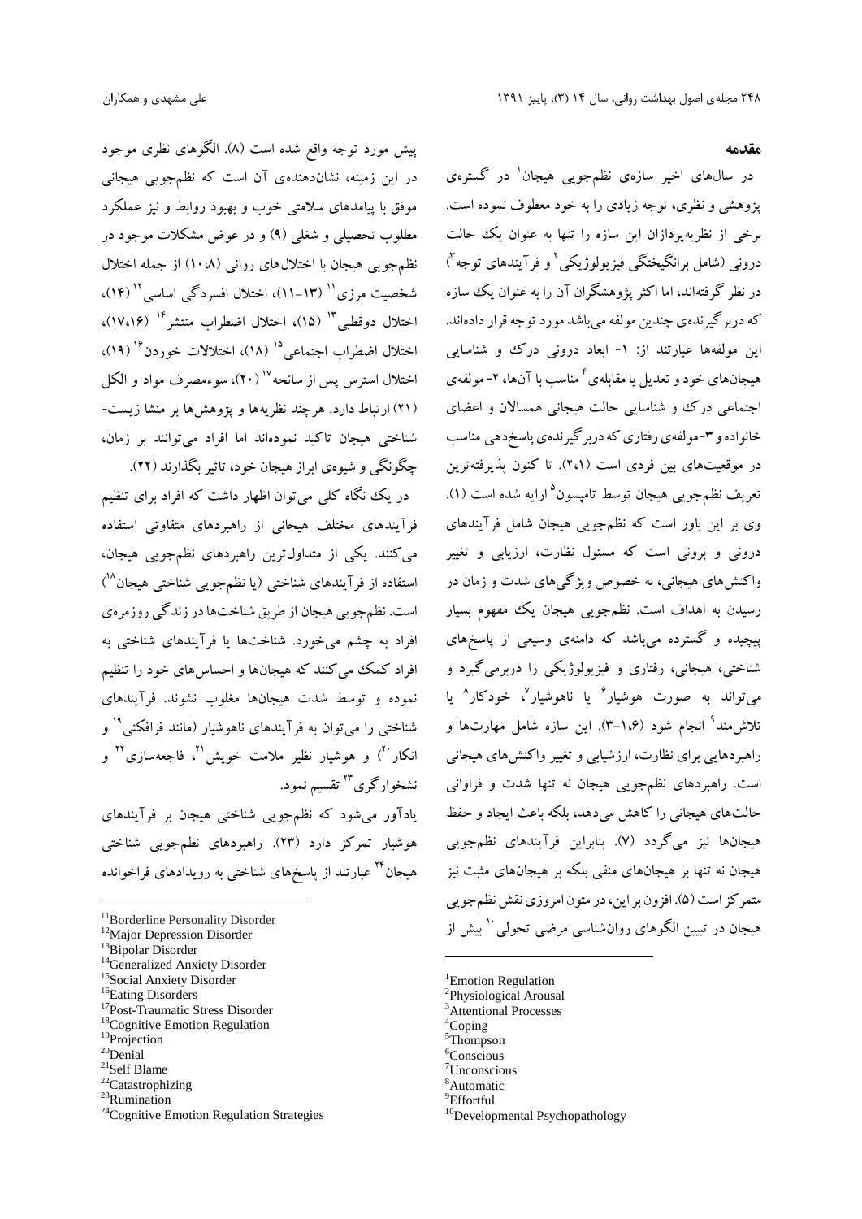## مقدمه

در سال‌های اخیر سازه‌ی نظم‌جویی هیجان[1] در گستره‌ی پژوهشی و نظری، توجه زیادی را به خود معطوف نموده است. برخی از نظریه‌پردازان این سازه را تنها به عنوان یک حالت درونی (شامل برانگیختگی فیزیولوژیکی[2] و فرآیندهای توجه[3]) در نظر گرفته‌اند، اما اکثر پژوهشگران آن را به عنوان یک سازه که دربرگیرنده‌ی چندین مولفه می‌باشد مورد توجه قرار داده‌اند. این مولفه‌ها عبارتند از: ۱- ابعاد درونی درک و شناسایی هیجان‌های خود و تعدیل یا مقابله‌ی[4] مناسب با آن‌ها، ۲- مولفه‌ی اجتماعی درک و شناسایی حالت هیجانی همسالان و اعضای خانواده و ۳-مولفه‌ی رفتاری که دربرگیرنده‌ی پاسخ‌دهی مناسب در موقعیت‌های بین فردی است (۲،۱). تا کنون پذیرفته‌ترین تعریف نظم‌جویی هیجان توسط تامپسون[5] ارایه شده است (۱). وی بر این باور است که نظم‌جویی هیجان شامل فرآیندهای درونی و برونی است که مسئول نظارت، ارزیابی و تغییر واکنش‌های هیجانی، به خصوص ویژگی‌های شدت و زمان در رسیدن به اهداف است. نظم‌جویی هیجان یک مفهوم بسیار پیچیده و گسترده می‌باشد که دامنه‌ی وسیعی از پاسخ‌های شناختی، هیجانی، رفتاری و فیزیولوژیکی را دربرمی‌گیرد و می‌تواند به صورت هوشیار[6] یا ناهوشیار[7]، خودکار[8] یا تلاش‌مند[9] انجام شود (۶-۱،۳). این سازه شامل مهارت‌ها و راهبردهایی برای نظارت، ارزشیابی و تغییر واکنش‌های هیجانی است. راهبردهای نظم‌جویی هیجان نه تنها شدت و فراوانی حالت‌های هیجانی را کاهش می‌دهد، بلکه باعث ایجاد و حفظ هیجان‌ها نیز می‌گردد (۷). بنابراین فرآیندهای نظم‌جویی هیجان نه تنها بر هیجان‌های منفی بلکه بر هیجان‌های مثبت نیز متمرکز است (۵). افزون بر این، در متون امروزی نقش نظم‌جویی هیجان در تبیین الگوهای روان‌شناسی مرضی تحولی[10] بیش از پیش مورد توجه واقع شده است (۸). الگوهای نظری موجود در این زمینه، نشان‌دهنده‌ی آن است که نظم‌جویی هیجانی موفق با پیامدهای سلامتی خوب و بهبود روابط و نیز عملکرد مطلوب تحصیلی و شغلی (۹) و در عوض مشکلات موجود در نظم‌جویی هیجان با اختلال‌های روانی (۱۰،۸) از جمله اختلال شخصیت مرزی[11] (۱۳-۱۱)، اختلال افسردگی اساسی[12] (۱۴)، اختلال دوقطبی[13] (۱۵)، اختلال اضطراب منتشر[14] (۱۷،۱۶)، اختلال اضطراب اجتماعی[15] (۱۸)، اختلالات خوردن[16] (۱۹)، اختلال استرس پس از سانحه[17] (۲۰)، سوءمصرف مواد و الکل (۲۱) ارتباط دارد. هرچند نظریه‌ها و پژوهش‌ها بر منشا زیست-شناختی هیجان تاکید نموده‌اند اما افراد می‌توانند بر زمان، چگونگی و شیوه‌ی ابراز هیجان خود، تاثیر بگذارند (۲۲).

در یک نگاه کلی می‌توان اظهار داشت که افراد برای تنظیم فرآیندهای مختلف هیجانی از راهبردهای متفاوتی استفاده می‌کنند. یکی از متداول‌ترین راهبردهای نظم‌جویی هیجان، استفاده از فرآیندهای شناختی (یا نظم‌جویی شناختی هیجان[18]) است. نظم‌جویی هیجان از طریق شناخت‌ها در زندگی روزمره‌ی افراد به چشم می‌خورد. شناخت‌ها یا فرآیندهای شناختی به افراد کمک می‌کنند که هیجان‌ها و احساس‌های خود را تنظیم نموده و توسط شدت هیجان‌ها مغلوب نشوند. فرآیندهای شناختی را می‌توان به فرآیندهای ناهوشیار (مانند فرافکنی[19] و انکار[20]) و هوشیار نظیر ملامت خویش[21]، فاجعه‌سازی[22] و نشخوارگری[23] تقسیم نمود.

یادآور می‌شود که نظم‌جویی شناختی هیجان بر فرآیندهای هوشیار تمرکز دارد (۲۳). راهبردهای نظم‌جویی شناختی هیجان[24] عبارتند از پاسخ‌های شناختی به رویدادهای فراخوانده

---

[1] Emotion Regulation
[2] Physiological Arousal
[3] Attentional Processes
[4] Coping
[5] Thompson
[6] Conscious
[7] Unconscious
[8] Automatic
[9] Effortful
[10] Developmental Psychopathology
[11] Borderline Personality Disorder
[12] Major Depression Disorder
[13] Bipolar Disorder
[14] Generalized Anxiety Disorder
[15] Social Anxiety Disorder
[16] Eating Disorders
[17] Post-Traumatic Stress Disorder
[18] Cognitive Emotion Regulation
[19] Projection
[20] Denial
[21] Self Blame
[22] Catastrophizing
[23] Rumination
[24] Cognitive Emotion Regulation Strategies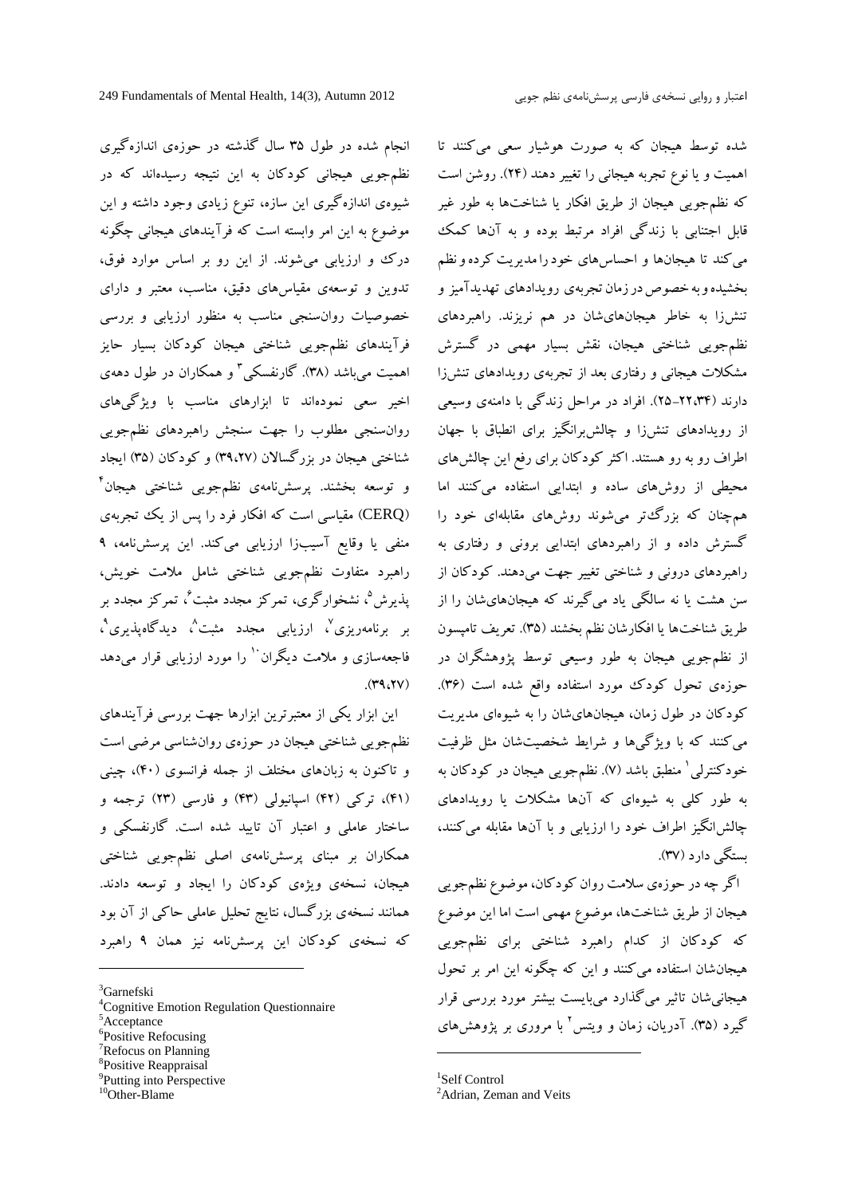شده توسط هیجان که به صورت هوشیار سعی می‌کنند تا اهمیت و یا نوع تجربه هیجانی را تغییر دهند (۲۴). روشن است که نظم‌جویی هیجان از طریق افکار یا شناخت‌ها به طور غیر قابل اجتنابی با زندگی افراد مرتبط بوده و به آن‌ها کمک می‌کند تا هیجان‌ها و احساس‌های خود را مدیریت کرده و نظم بخشیده و به خصوص در زمان تجربه‌ی رویدادهای تهدیدآمیز و تنش‌زا به خاطر هیجان‌های‌شان در هم نریزند. راهبردهای نظم‌جویی شناختی هیجان، نقش بسیار مهمی در گسترش مشکلات هیجانی و رفتاری بعد از تجربه‌ی رویدادهای تنش‌زا دارند (۳۴،۲۲-۲۵). افراد در مراحل زندگی با دامنه‌ی وسیعی از رویدادهای تنش‌زا و چالش‌برانگیز برای انطباق با جهان اطراف رو به رو هستند. اکثر کودکان برای رفع این چالش‌های محیطی از روش‌های ساده و ابتدایی استفاده می‌کنند اما هم‌چنان که بزرگ‌تر می‌شوند روش‌های مقابله‌ای خود را گسترش داده و از راهبردهای ابتدایی برونی و رفتاری به راهبردهای درونی و شناختی تغییر جهت می‌دهند. کودکان از سن هشت یا نه سالگی یاد می‌گیرند که هیجان‌های‌شان را از طریق شناخت‌ها یا افکارشان نظم بخشند (۳۵). تعریف تامپسون از نظم‌جویی هیجان به طور وسیعی توسط پژوهشگران در حوزه‌ی تحول کودک مورد استفاده واقع شده است (۳۶). کودکان در طول زمان، هیجان‌های‌شان را به شیوه‌ای مدیریت می‌کنند که با ویژگی‌ها و شرایط شخصیت‌شان مثل ظرفیت خودکنترلی[1] منطبق باشد (۷). نظم‌جویی هیجان در کودکان به به طور کلی به شیوه‌ای که آن‌ها مشکلات یا رویدادهای چالش‌انگیز اطراف خود را ارزیابی و با آن‌ها مقابله می‌کنند، بستگی دارد (۳۷).

اگر چه در حوزه‌ی سلامت روان کودکان، موضوع نظم‌جویی هیجان از طریق شناخت‌ها، موضوع مهمی است اما این موضوع که کودکان از کدام راهبرد شناختی برای نظم‌جویی هیجان‌شان استفاده می‌کنند و این که چگونه این امر بر تحول هیجانی‌شان تاثیر می‌گذارد می‌بایست بیشتر مورد بررسی قرار گیرد (۳۵). آدریان، زمان و ویتس[2] با مروری بر پژوهش‌های انجام شده در طول ۳۵ سال گذشته در حوزه‌ی اندازه‌گیری نظم‌جویی هیجانی کودکان به این نتیجه رسیده‌اند که در شیوه‌ی اندازه‌گیری این سازه، تنوع زیادی وجود داشته و این موضوع به این امر وابسته است که فرآیندهای هیجانی چگونه درک و ارزیابی می‌شوند. از این رو بر اساس موارد فوق، تدوین و توسعه‌ی مقیاس‌های دقیق، مناسب، معتبر و دارای خصوصیات روان‌سنجی مناسب به منظور ارزیابی و بررسی فرآیندهای نظم‌جویی شناختی هیجان کودکان بسیار حایز اهمیت می‌باشد (۳۸). گارنفسکی[3] و همکاران در طول دهه‌ی اخیر سعی نموده‌اند تا ابزارهای مناسب با ویژگی‌های روان‌سنجی مطلوب را جهت سنجش راهبردهای نظم‌جویی شناختی هیجان در بزرگسالان (۳۹،۲۷) و کودکان (۳۵) ایجاد و توسعه بخشند. پرسش‌نامه‌ی نظم‌جویی شناختی هیجان[4] (CERQ) مقیاسی است که افکار فرد را پس از یک تجربه‌ی منفی یا وقایع آسیب‌زا ارزیابی می‌کند. این پرسش‌نامه، ۹ راهبرد متفاوت نظم‌جویی شناختی شامل ملامت خویش، پذیرش[5]، نشخوارگری، تمرکز مجدد مثبت[6]، تمرکز مجدد بر بر برنامه‌ریزی[7]، ارزیابی مجدد مثبت[8]، دیدگاه‌پذیری[9]، فاجعه‌سازی و ملامت دیگران[10] را مورد ارزیابی قرار می‌دهد (۳۹،۲۷).

این ابزار یکی از معتبرترین ابزارها جهت بررسی فرآیندهای نظم‌جویی شناختی هیجان در حوزه‌ی روان‌شناسی مرضی است و تاکنون به زبان‌های مختلف از جمله فرانسوی (۴۰)، چینی (۴۱)، ترکی (۴۲) اسپانیولی (۴۳) و فارسی (۲۳) ترجمه و ساختار عاملی و اعتبار آن تایید شده است. گارنفسکی و همکاران بر مبنای پرسش‌نامه‌ی اصلی نظم‌جویی شناختی هیجان، نسخه‌ی ویژه‌ی کودکان را ایجاد و توسعه دادند. همانند نسخه‌ی بزرگسال، نتایج تحلیل عاملی حاکی از آن بود که نسخه‌ی کودکان این پرسش‌نامه نیز همان ۹ راهبرد

---

[1] Self Control
[2] Adrian, Zeman and Veits
[3] Garnefski
[4] Cognitive Emotion Regulation Questionnaire
[5] Acceptance
[6] Positive Refocusing
[7] Refocus on Planning
[8] Positive Reappraisal
[9] Putting into Perspective
[10] Other-Blame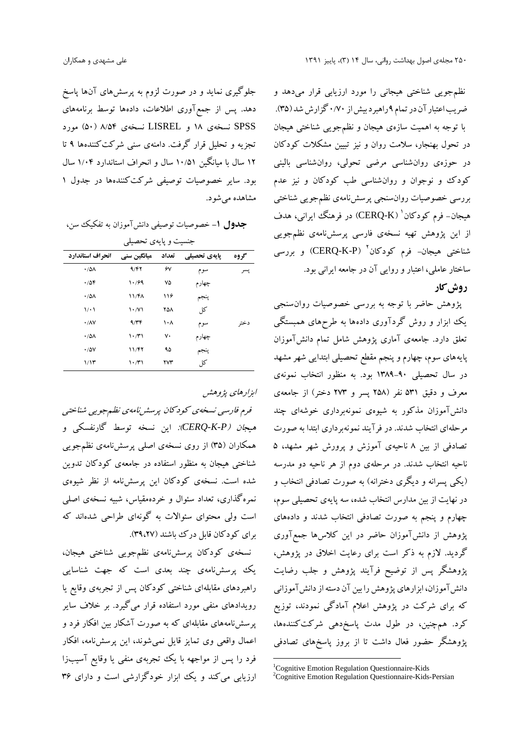نظم‌جویی شناختی هیجانی را مورد ارزیابی قرار می‌دهد و ضریب اعتبار آن در تمام ۹ راهبرد بیش از ۰/۷۰ گزارش شد (۳۵).

با توجه به اهمیت سازه‌ی هیجان و نظم‌جویی شناختی هیجان در تحول بهنجار، سلامت روان و نیز تبیین مشکلات کودکان در حوزه‌ی روان‌شناسی مرضی تحولی، روان‌شناسی بالینی کودک و نوجوان و روان‌شناسی طب کودکان و نیز عدم بررسی خصوصیات روان‌سنجی پرسش‌نامه‌ی نظم‌جویی شناختی هیجان- فرم کودکان[1] (CERQ-K) در فرهنگ ایرانی، هدف از این پژوهش تهیه نسخه‌ی فارسی پرسش‌نامه‌ی نظم‌جویی شناختی هیجان- فرم کودکان[2] (CERQ-K-P) و بررسی ساختار عاملی، اعتبار و روایی آن در جامعه ایرانی بود.

## روش‌کار

پژوهش حاضر با توجه به بررسی خصوصیات روان‌سنجی یک ابزار و روش گردآوری داده‌ها به طرح‌های همبستگی تعلق دارد. جامعه‌ی آماری پژوهش شامل تمام دانش‌آموزان پایه‌های سوم، چهارم و پنجم مقطع تحصیلی ابتدایی شهر مشهد در سال تحصیلی ۹۰-۱۳۸۹ بود. به منظور انتخاب نمونه‌ی معرف و دقیق ۵۳۱ نفر (۲۵۸ پسر و ۲۷۳ دختر) از جامعه‌ی دانش‌آموزان مذکور به شیوه‌ی نمونه‌برداری خوشه‌ای چند مرحله‌ای انتخاب شدند. در فرآیند نمونه‌برداری ابتدا به صورت تصادفی از بین ۸ ناحیه‌ی آموزش و پرورش شهر مشهد، ۵ ناحیه انتخاب شدند. در مرحله‌ی دوم از هر ناحیه دو مدرسه (یکی پسرانه و دیگری دخترانه) به صورت تصادفی انتخاب و در نهایت از بین مدارس انتخاب شده، سه پایه‌ی تحصیلی سوم، چهارم و پنجم به صورت تصادفی انتخاب شدند و داده‌های پژوهش از دانش‌آموزان حاضر در این کلاس‌ها جمع‌آوری گردید. لازم به ذکر است برای رعایت اخلاق در پژوهش، پژوهشگر پس از توضیح فرآیند پژوهش و جلب رضایت دانش‌آموزان، ابزارهای پژوهش را بین آن دسته از دانش‌آموزانی که برای شرکت در پژوهش اعلام آمادگی نمودند، توزیع کرد. هم‌چنین، در طول مدت پاسخ‌دهی شرکت‌کننده‌ها، پژوهشگر حضور فعال داشت تا از بروز پاسخ‌های تصادفی جلوگیری نماید و در صورت لزوم به پرسش‌های آن‌ها پاسخ دهد. پس از جمع‌آوری اطلاعات، داده‌ها توسط برنامه‌های SPSS نسخه‌ی ۱۸ و LISREL نسخه‌ی ۸/۵۴ (۵۰) مورد تجزیه و تحلیل قرار گرفت. دامنه‌ی سنی شرکت‌کننده‌ها ۹ تا ۱۲ سال با میانگین ۱۰/۵۱ سال و انحراف استاندارد ۱/۰۴ سال بود. سایر خصوصیات توصیفی شرکت‌کننده‌ها در جدول ۱ مشاهده می‌شود.

**جدول ۱**- خصوصیات توصیفی دانش‌آموزان به تفکیک سن، جنسیت و پایه‌ی تحصیلی

| گروه | پایه‌ی تحصیلی | تعداد | میانگین سنی | انحراف استاندارد |
|---|---|---|---|---|
| پسر | سوم | ۶۷ | ۹/۴۲ | ۰/۵۸ |
| | چهارم | ۷۵ | ۱۰/۶۹ | ۰/۵۴ |
| | پنجم | ۱۱۶ | ۱۱/۴۸ | ۰/۵۸ |
| | کل | ۲۵۸ | ۱۰/۷۱ | ۱/۰۱ |
| دختر | سوم | ۱۰۸ | ۹/۳۴ | ۰/۸۷ |
| | چهارم | ۷۰ | ۱۰/۳۱ | ۰/۵۸ |
| | پنجم | ۹۵ | ۱۱/۴۲ | ۰/۵۷ |
| | کل | ۲۷۳ | ۱۰/۳۱ | ۱/۱۳ |

### *ابزارهای پژوهش*

*فرم فارسی نسخه‌ی کودکان پرسش‌نامه‌ی نظم‌جویی شناختی هیجان (CERQ-K-P)*: این نسخه توسط گارنفسکی و همکاران (۳۵) از روی نسخه‌ی اصلی پرسش‌نامه‌ی نظم‌جویی شناختی هیجان به منظور استفاده در جامعه‌ی کودکان تدوین شده است. نسخه‌ی کودکان این پرسش‌نامه از نظر شیوه‌ی نمره‌گذاری، تعداد سئوال و خرده‌مقیاس، شبیه نسخه‌ی اصلی است ولی محتوای سئوالات به گونه‌ای طراحی شده‌اند که برای کودکان قابل درک باشند (۳۹،۲۷).

نسخه‌ی کودکان پرسش‌نامه‌ی نظم‌جویی شناختی هیجان، یک پرسش‌نامه‌ی چند بعدی است که جهت شناسایی راهبردهای مقابله‌ای شناختی کودکان پس از تجربه‌ی وقایع یا رویدادهای منفی مورد استفاده قرار می‌گیرد. بر خلاف سایر پرسش‌نامه‌های مقابله‌ای که به صورت آشکار بین افکار فرد و اعمال واقعی وی تمایز قایل نمی‌شوند، این پرسش‌نامه، افکار فرد را پس از مواجهه با یک تجربه‌ی منفی یا وقایع آسیب‌زا ارزیابی می‌کند و یک ابزار خودگزارشی است و دارای ۳۶

[1] Cognitive Emotion Regulation Questionnaire-Kids
[2] Cognitive Emotion Regulation Questionnaire-Kids-Persian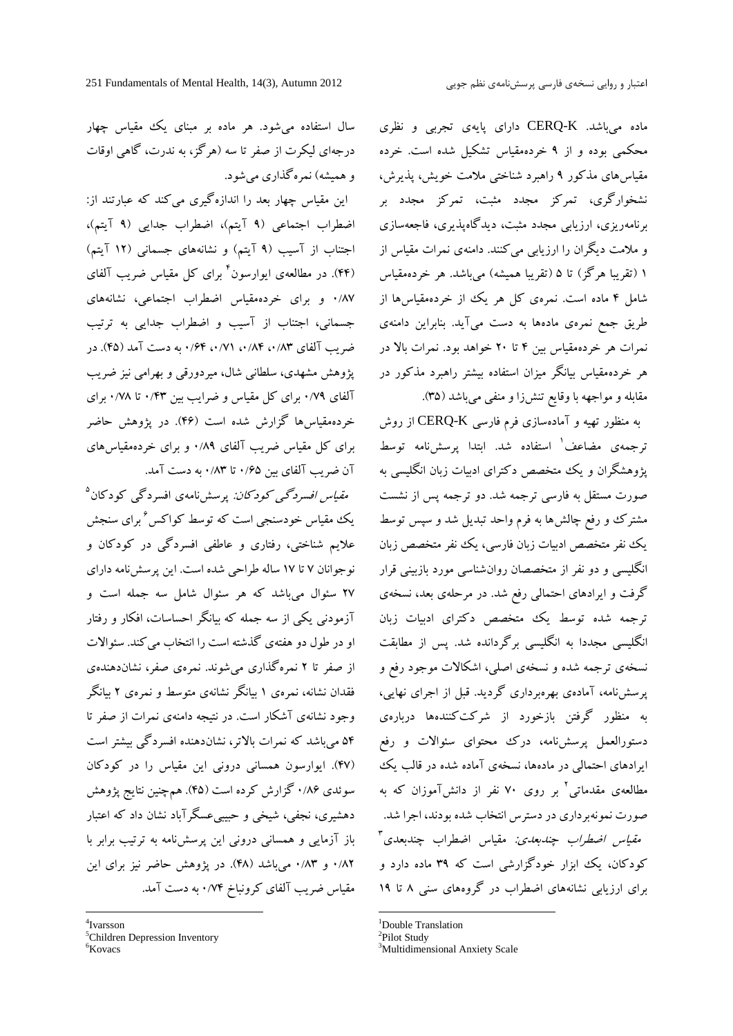ماده می‌باشد. CERQ-K دارای پایه‌ی تجربی و نظری محکمی بوده و از ۹ خرده‌مقیاس تشکیل شده است. خرده مقیاس‌های مذکور ۹ راهبرد شناختی ملامت خویش، پذیرش، نشخوارگری، تمرکز مجدد مثبت، تمرکز مجدد بر برنامه‌ریزی، ارزیابی مجدد مثبت، دیدگاه‌پذیری، فاجعه‌سازی و ملامت دیگران را ارزیابی می‌کنند. دامنه‌ی نمرات مقیاس از ۱ (تقریبا هرگز) تا ۵ (تقریبا همیشه) می‌باشد. هر خرده‌مقیاس شامل ۴ ماده است. نمره‌ی کل هر یک از خرده‌مقیاس‌ها از طریق جمع نمره‌ی ماده‌ها به دست می‌آید. بنابراین دامنه‌ی نمرات هر خرده‌مقیاس بین ۴ تا ۲۰ خواهد بود. نمرات بالا در هر خرده‌مقیاس بیانگر میزان استفاده بیشتر راهبرد مذکور در مقابله و مواجهه با وقایع تنش‌زا و منفی می‌باشد (۳۵).

به منظور تهیه و آماده‌سازی فرم فارسی CERQ-K از روش ترجمه‌ی مضاعف[1] استفاده شد. ابتدا پرسش‌نامه توسط پژوهشگران و یک متخصص دکترای ادبیات زبان انگلیسی به صورت مستقل به فارسی ترجمه شد. دو ترجمه پس از نشست مشترک و رفع چالش‌ها به فرم واحد تبدیل شد و سپس توسط یک نفر متخصص ادبیات زبان فارسی، یک نفر متخصص زبان انگلیسی و دو نفر از متخصصان روان‌شناسی مورد بازبینی قرار گرفت و ایرادهای احتمالی رفع شد. در مرحله‌ی بعد، نسخه‌ی ترجمه شده توسط یک متخصص دکترای ادبیات زبان انگلیسی مجددا به انگلیسی برگردانده شد. پس از مطابقت نسخه‌ی ترجمه شده و نسخه‌ی اصلی، اشکالات موجود رفع و پرسش‌نامه، آماده‌ی بهره‌برداری گردید. قبل از اجرای نهایی، به منظور گرفتن بازخورد از شرکت‌کننده‌ها درباره‌ی دستورالعمل پرسش‌نامه، درک محتوای سئوالات و رفع ایرادهای احتمالی در ماده‌ها، نسخه‌ی آماده شده در قالب یک مطالعه‌ی مقدماتی[2] بر روی ۷۰ نفر از دانش‌آموزان که به صورت نمونه‌برداری در دسترس انتخاب شده بودند، اجرا شد.

*مقیاس اضطراب چندبعدی:* مقیاس اضطراب چندبعدی[3] کودکان، یک ابزار خودگزارشی است که ۳۹ ماده دارد و برای ارزیابی نشانه‌های اضطراب در گروه‌های سنی ۸ تا ۱۹ سال استفاده می‌شود. هر ماده بر مبنای یک مقیاس چهار درجه‌ای لیکرت از صفر تا سه (هرگز، به ندرت، گاهی اوقات و همیشه) نمره‌گذاری می‌شود.

این مقیاس چهار بعد را اندازه‌گیری می‌کند که عبارتند از: اضطراب اجتماعی (۹ آیتم)، اضطراب جدایی (۹ آیتم)، اجتناب از آسیب (۹ آیتم) و نشانه‌های جسمانی (۱۲ آیتم) (۴۴). در مطالعه‌ی ایوارسون[4] برای کل مقیاس ضریب آلفای ۰/۸۷ و برای خرده‌مقیاس اضطراب اجتماعی، نشانه‌های جسمانی، اجتناب از آسیب و اضطراب جدایی به ترتیب ضریب آلفای ۰/۸۳، ۰/۸۴، ۰/۷۱، ۰/۶۴ به دست آمد (۴۵). در پژوهش مشهدی، سلطانی شال، میردورقی و بهرامی نیز ضریب آلفای ۰/۷۹ برای کل مقیاس و ضرایب بین ۰/۴۳ تا ۰/۷۸ برای خرده‌مقیاس‌ها گزارش شده است (۴۶). در پژوهش حاضر برای کل مقیاس ضریب آلفای ۰/۸۹ و برای خرده‌مقیاس‌های آن ضریب آلفای بین ۰/۶۵ تا ۰/۸۳ به دست آمد.

*مقیاس افسردگی کودکان:* پرسش‌نامه‌ی افسردگی کودکان[5] یک مقیاس خودسنجی است که توسط کواکس[6] برای سنجش علایم شناختی، رفتاری و عاطفی افسردگی در کودکان و نوجوانان ۷ تا ۱۷ ساله طراحی شده است. این پرسش‌نامه دارای ۲۷ سئوال می‌باشد که هر سئوال شامل سه جمله است و آزمودنی یکی از سه جمله که بیانگر احساسات، افکار و رفتار او در طول دو هفته‌ی گذشته است را انتخاب می‌کند. سئوالات از صفر تا ۲ نمره‌گذاری می‌شوند. نمره‌ی صفر، نشان‌دهنده‌ی فقدان نشانه، نمره‌ی ۱ بیانگر نشانه‌ی متوسط و نمره‌ی ۲ بیانگر وجود نشانه‌ی آشکار است. در نتیجه دامنه‌ی نمرات از صفر تا ۵۴ می‌باشد که نمرات بالاتر، نشان‌دهنده افسردگی بیشتر است (۴۷). ایوارسون همسانی درونی این مقیاس را در کودکان سوئدی ۰/۸۶ گزارش کرده است (۴۵). هم‌چنین نتایج پژوهش دهشیری، نجفی، شیخی و حبیبی‌عسگرآباد نشان داد که اعتبار باز آزمایی و همسانی درونی این پرسش‌نامه به ترتیب برابر با ۰/۸۲ و ۰/۸۳ می‌باشد (۴۸). در پژوهش حاضر نیز برای این مقیاس ضریب آلفای کرونباخ ۰/۷۴ به دست آمد.

---

[1] Double Translation
[2] Pilot Study
[3] Multidimensional Anxiety Scale
[4] Ivarsson
[5] Children Depression Inventory
[6] Kovacs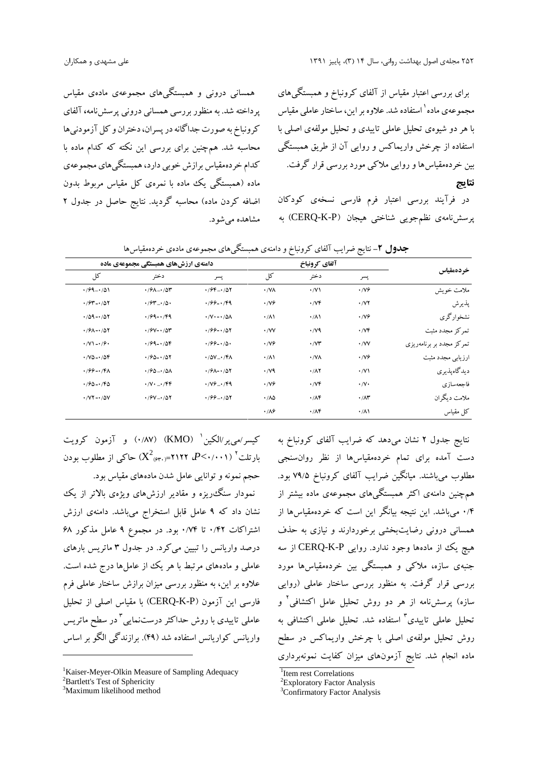برای بررسی اعتبار مقیاس از آلفای کرونباخ و همبستگی‌های مجموعه‌ی ماده[1] استفاده شد. علاوه بر این، ساختار عاملی مقیاس با هر دو شیوه‌ی تحلیل عاملی تاییدی و تحلیل مولفه‌ی اصلی با استفاده از چرخش واریماکس و روایی آن از طریق همبستگی بین خرده‌مقیاس‌ها و روایی ملاکی مورد بررسی قرار گرفت.

## نتایج

در فرآیند بررسی اعتبار فرم فارسی نسخه‌ی کودکان پرسش‌نامه‌ی نظم‌جویی شناختی هیجان (CERQ-K-P) به همسانی درونی و همبستگی‌های مجموعه‌ی ماده‌ی مقیاس پرداخته شد. به منظور بررسی همسانی درونی پرسش‌نامه، آلفای کرونباخ به صورت جداگانه در پسران، دختران و کل آزمودنی‌ها محاسبه شد. هم‌چنین برای بررسی این نکته که کدام ماده با کدام خرده‌مقیاس برازش خوبی دارد، همبستگی‌های مجموعه‌ی ماده (همبستگی یک ماده با نمره‌ی کل مقیاس مربوط بدون اضافه کردن ماده) محاسبه گردید. نتایج حاصل در جدول ۲ مشاهده می‌شود.

**جدول ۲**- نتایج ضرایب آلفای کرونباخ و دامنه‌ی همبستگی‌های مجموعه‌ی ماده‌ی خرده‌مقیاس‌ها

| خرده‌مقیاس | آلفای کرونباخ | | | دامنه‌ی ارزش‌های همبستگی مجموعه‌ی ماده | | |
|---|---|---|---|---|---|---|
| | پسر | دختر | کل | پسر | دختر | کل |
| ملامت خویش | ۰/۷۶ | ۰/۷۱ | ۰/۷۸ | ۰/۶۴-۰/۵۲ | ۰/۶۸-۰/۵۳ | ۰/۶۹-۰/۵۱ |
| پذیرش | ۰/۷۲ | ۰/۷۴ | ۰/۷۶ | ۰/۶۶-۰/۴۹ | ۰/۶۳-۰/۵۰ | ۰/۶۳-۰/۵۲ |
| نشخوارگری | ۰/۷۶ | ۰/۸۱ | ۰/۸۱ | ۰/۷۰-۰/۵۸ | ۰/۶۹-۰/۴۹ | ۰/۵۹-۰/۵۲ |
| تمرکز مجدد مثبت | ۰/۷۴ | ۰/۷۹ | ۰/۷۷ | ۰/۶۶-۰/۵۲ | ۰/۶۷-۰/۵۳ | ۰/۶۸-۰/۵۲ |
| تمرکز مجدد بر برنامه‌ریزی | ۰/۷۷ | ۰/۷۳ | ۰/۷۶ | ۰/۶۶-۰/۵۰ | ۰/۶۹-۰/۵۴ | ۰/۷۱-۰/۶۰ |
| ارزیابی مجدد مثبت | ۰/۷۶ | ۰/۷۸ | ۰/۸۱ | ۰/۵۷-۰/۴۸ | ۰/۶۵-۰/۵۲ | ۰/۷۵-۰/۵۴ |
| دیدگاه‌پذیری | ۰/۷۱ | ۰/۸۲ | ۰/۷۹ | ۰/۶۸-۰/۵۲ | ۰/۶۵-۰/۵۸ | ۰/۶۶-۰/۴۸ |
| فاجعه‌سازی | ۰/۷۰ | ۰/۷۴ | ۰/۷۶ | ۰/۷۶-۰/۴۹ | ۰/۷۰-۰/۴۴ | ۰/۶۵-۰/۴۵ |
| ملامت دیگران | ۰/۸۳ | ۰/۸۴ | ۰/۸۵ | ۰/۶۶-۰/۵۲ | ۰/۶۷-۰/۵۲ | ۰/۷۲-۰/۵۷ |
| کل مقیاس | ۰/۸۱ | ۰/۸۴ | ۰/۸۶ | | | |

نتایج جدول ۲ نشان می‌دهد که ضرایب آلفای کرونباخ به دست آمده برای تمام خرده‌مقیاس‌ها از نظر روان‌سنجی مطلوب می‌باشند. میانگین ضرایب آلفای کرونباخ ۷۹/۵ بود. هم‌چنین دامنه‌ی اکثر همبستگی‌های مجموعه‌ی ماده بیشتر از ۰/۴ می‌باشد. این نتیجه بیانگر این است که خرده‌مقیاس‌ها از همسانی درونی رضایت‌بخشی برخوردارند و نیازی به حذف هیچ یک از ماده‌ها وجود ندارد. روایی CERQ-K-P از سه جنبه‌ی سازه، ملاکی و همبستگی بین خرده‌مقیاس‌ها مورد بررسی قرار گرفت. به منظور بررسی ساختار عاملی (روایی سازه) پرسش‌نامه از هر دو روش تحلیل عامل اکتشافی[2] و تحلیل عاملی تاییدی[3] استفاده شد. تحلیل عاملی اکتشافی به روش تحلیل مولفه‌ی اصلی با چرخش واریماکس در سطح ماده انجام شد. نتایج آزمون‌های میزان کفایت نمونه‌برداری کیسر/می‌یر/الکین[1] (KMO) (۰/۸۷) و آزمون کرویت بارتلت[2] ($X^2_{(۶۳۰)}$=۲۱۲۲ ،$P$<۰/۰۰۱) حاکی از مطلوب بودن حجم نمونه و توانایی عامل شدن ماده‌های مقیاس بود.

نمودار سنگ‌ریزه و مقادیر ارزش‌های ویژه‌ی بالاتر از یک نشان داد که ۹ عامل قابل استخراج می‌باشد. دامنه‌ی ارزش اشتراکات ۰/۴۲ تا ۰/۷۴ بود. در مجموع ۹ عامل مذکور ۶۸ درصد واریانس را تبیین می‌کرد. در جدول ۳ ماتریس بارهای عاملی و ماده‌های مرتبط با هر یک از عامل‌ها درج شده است. علاوه بر این، به منظور بررسی میزان برازش ساختار عاملی فرم فارسی این آزمون (CERQ-K-P) با مقیاس اصلی از تحلیل عاملی تاییدی با روش حداکثر درست‌نمایی[3] در سطح ماتریس واریانس کوواریانس استفاده شد (۴۹). برازندگی الگو بر اساس

---

[1] Item rest Correlations
[2] Exploratory Factor Analysis
[3] Confirmatory Factor Analysis

[1] Kaiser-Meyer-Olkin Measure of Sampling Adequacy
[2] Bartlett's Test of Sphericity
[3] Maximum likelihood method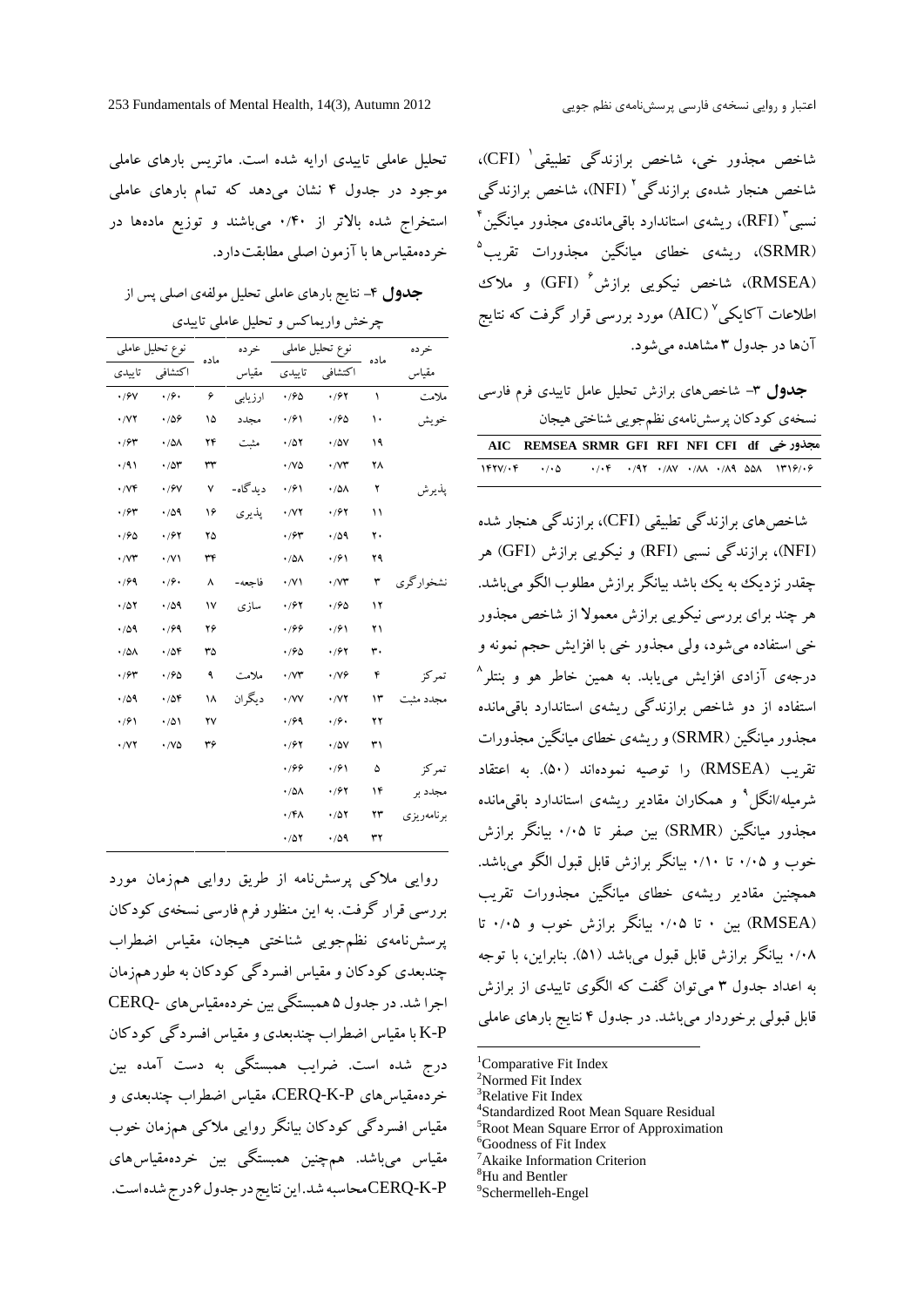شاخص مجذور خی، شاخص برازندگی تطبیقی[1] (CFI)، شاخص هنجار شده‌ی برازندگی[2] (NFI)، شاخص برازندگی نسبی[3] (RFI)، ریشه‌ی استاندارد باقی‌مانده‌ی مجذور میانگین[4] (SRMR)، ریشه‌ی خطای میانگین مجذورات تقریب[5] (RMSEA)، شاخص نیکویی برازش[6] (GFI) و ملاک اطلاعات آکایکی[7] (AIC) مورد بررسی قرار گرفت که نتایج آن‌ها در جدول ۳ مشاهده می‌شود.

**جدول ۳**- شاخص‌های برازش تحلیل عامل تاییدی فرم فارسی نسخه‌ی کودکان پرسش‌نامه‌ی نظم‌جویی شناختی هیجان

| مجذور خی | df | CFI | NFI | RFI | GFI | SRMR | REMSEA | AIC |
|---|---|---|---|---|---|---|---|---|
| ۱۳۱۶/۰۶ | ۵۵۸ | ۰/۸۹ | ۰/۸۸ | ۰/۸۷ | ۰/۹۲ | ۰/۰۴ | ۰/۰۵ | ۱۴۲۷/۰۴ |

شاخص‌های برازندگی تطبیقی (CFI)، برازندگی هنجار شده (NFI)، برازندگی نسبی (RFI) و نیکویی برازش (GFI) هر چقدر نزدیک به یک باشد بیانگر برازش مطلوب الگو می‌باشد. هر چند برای بررسی نیکویی برازش معمولا از شاخص مجذور خی استفاده می‌شود، ولی مجذور خی با افزایش حجم نمونه و درجه‌ی آزادی افزایش می‌یابد. به همین خاطر هو و بنتلر[8] استفاده از دو شاخص برازندگی ریشه‌ی استاندارد باقی‌مانده مجذور میانگین (SRMR) و ریشه‌ی خطای میانگین مجذورات تقریب (RMSEA) را توصیه نموده‌اند (۵۰). به اعتقاد شرمیله/انگل[9] و همکاران مقادیر ریشه‌ی استاندارد باقی‌مانده مجذور میانگین (SRMR) بین صفر تا ۰/۰۵ بیانگر برازش خوب و ۰/۰۵ تا ۰/۱۰ بیانگر برازش قابل قبول الگو می‌باشد. همچنین مقادیر ریشه‌ی خطای میانگین مجذورات تقریب (RMSEA) بین ۰ تا ۰/۰۵ بیانگر برازش خوب و ۰/۰۵ تا ۰/۰۸ بیانگر برازش قابل قبول می‌باشد (۵۱). بنابراین، با توجه به اعداد جدول ۳ می‌توان گفت که الگوی تاییدی از برازش قابل قبولی برخوردار می‌باشد. در جدول ۴ نتایج بارهای عاملی تحلیل عاملی تاییدی ارایه شده است. ماتریس بارهای عاملی موجود در جدول ۴ نشان می‌دهد که تمام بارهای عاملی استخراج شده بالاتر از ۰/۴۰ می‌باشند و توزیع ماده‌ها در خرده‌مقیاس‌ها با آزمون اصلی مطابقت دارد.

**جدول ۴**- نتایج بارهای عاملی تحلیل مولفه‌ی اصلی پس از چرخش واریماکس و تحلیل عاملی تاییدی

| خرده مقیاس | ماده | نوع تحلیل عاملی: اکتشافی | نوع تحلیل عاملی: تاییدی | خرده مقیاس | ماده | نوع تحلیل عاملی: اکتشافی | نوع تحلیل عاملی: تاییدی |
|---|---|---|---|---|---|---|---|
| ملامت خویش | ۱ | ۰/۶۲ | ۰/۶۵ | ارزیابی مجدد مثبت | ۶ | ۰/۶۰ | ۰/۶۷ |
| | ۱۰ | ۰/۶۵ | ۰/۶۱ | | ۱۵ | ۰/۵۶ | ۰/۷۲ |
| | ۱۹ | ۰/۵۷ | ۰/۵۲ | | ۲۴ | ۰/۵۸ | ۰/۶۳ |
| | ۲۸ | ۰/۷۳ | ۰/۷۵ | | ۳۳ | ۰/۵۳ | ۰/۹۱ |
| پذیرش | ۲ | ۰/۵۸ | ۰/۶۱ | دیدگاه‌پذیری | ۷ | ۰/۶۷ | ۰/۷۴ |
| | ۱۱ | ۰/۶۲ | ۰/۷۲ | | ۱۶ | ۰/۵۹ | ۰/۶۳ |
| | ۲۰ | ۰/۵۹ | ۰/۶۳ | | ۲۵ | ۰/۶۲ | ۰/۶۵ |
| | ۲۹ | ۰/۶۱ | ۰/۵۸ | | ۳۴ | ۰/۷۱ | ۰/۷۳ |
| نشخوارگری | ۳ | ۰/۷۳ | ۰/۷۱ | فاجعه‌سازی | ۸ | ۰/۶۰ | ۰/۶۹ |
| | ۱۲ | ۰/۶۵ | ۰/۶۲ | | ۱۷ | ۰/۵۹ | ۰/۵۲ |
| | ۲۱ | ۰/۶۱ | ۰/۶۶ | | ۲۶ | ۰/۶۹ | ۰/۵۹ |
| | ۳۰ | ۰/۶۲ | ۰/۶۵ | | ۳۵ | ۰/۵۴ | ۰/۵۸ |
| تمرکز مجدد مثبت | ۴ | ۰/۷۶ | ۰/۷۳ | ملامت دیگران | ۹ | ۰/۶۵ | ۰/۶۳ |
| | ۱۳ | ۰/۷۲ | ۰/۷۷ | | ۱۸ | ۰/۵۴ | ۰/۵۹ |
| | ۲۲ | ۰/۶۰ | ۰/۶۹ | | ۲۷ | ۰/۵۱ | ۰/۶۱ |
| | ۳۱ | ۰/۵۷ | ۰/۶۲ | | ۳۶ | ۰/۷۵ | ۰/۷۲ |
| تمرکز مجدد بر برنامه‌ریزی | ۵ | ۰/۶۱ | ۰/۶۶ | | | | |
| | ۱۴ | ۰/۶۲ | ۰/۵۸ | | | | |
| | ۲۳ | ۰/۵۲ | ۰/۴۸ | | | | |
| | ۳۲ | ۰/۵۹ | ۰/۵۲ | | | | |

روایی ملاکی پرسش‌نامه از طریق روایی هم‌زمان مورد بررسی قرار گرفت. به این منظور فرم فارسی نسخه‌ی کودکان پرسش‌نامه‌ی نظم‌جویی شناختی هیجان، مقیاس اضطراب چندبعدی کودکان و مقیاس افسردگی کودکان به طور هم‌زمان اجرا شد. در جدول ۵ همبستگی بین خرده‌مقیاس‌های CERQ-K-P با مقیاس اضطراب چندبعدی و مقیاس افسردگی کودکان درج شده است. ضرایب همبستگی به دست آمده بین خرده‌مقیاس‌های CERQ-K-P، مقیاس اضطراب چندبعدی و مقیاس افسردگی کودکان بیانگر روایی ملاکی هم‌زمان خوب مقیاس می‌باشد. هم‌چنین همبستگی بین خرده‌مقیاس‌های CERQ-K-P محاسبه شد. این نتایج در جدول ۶ درج شده است.

---

[1] Comparative Fit Index
[2] Normed Fit Index
[3] Relative Fit Index
[4] Standardized Root Mean Square Residual
[5] Root Mean Square Error of Approximation
[6] Goodness of Fit Index
[7] Akaike Information Criterion
[8] Hu and Bentler
[9] Schermelleh-Engel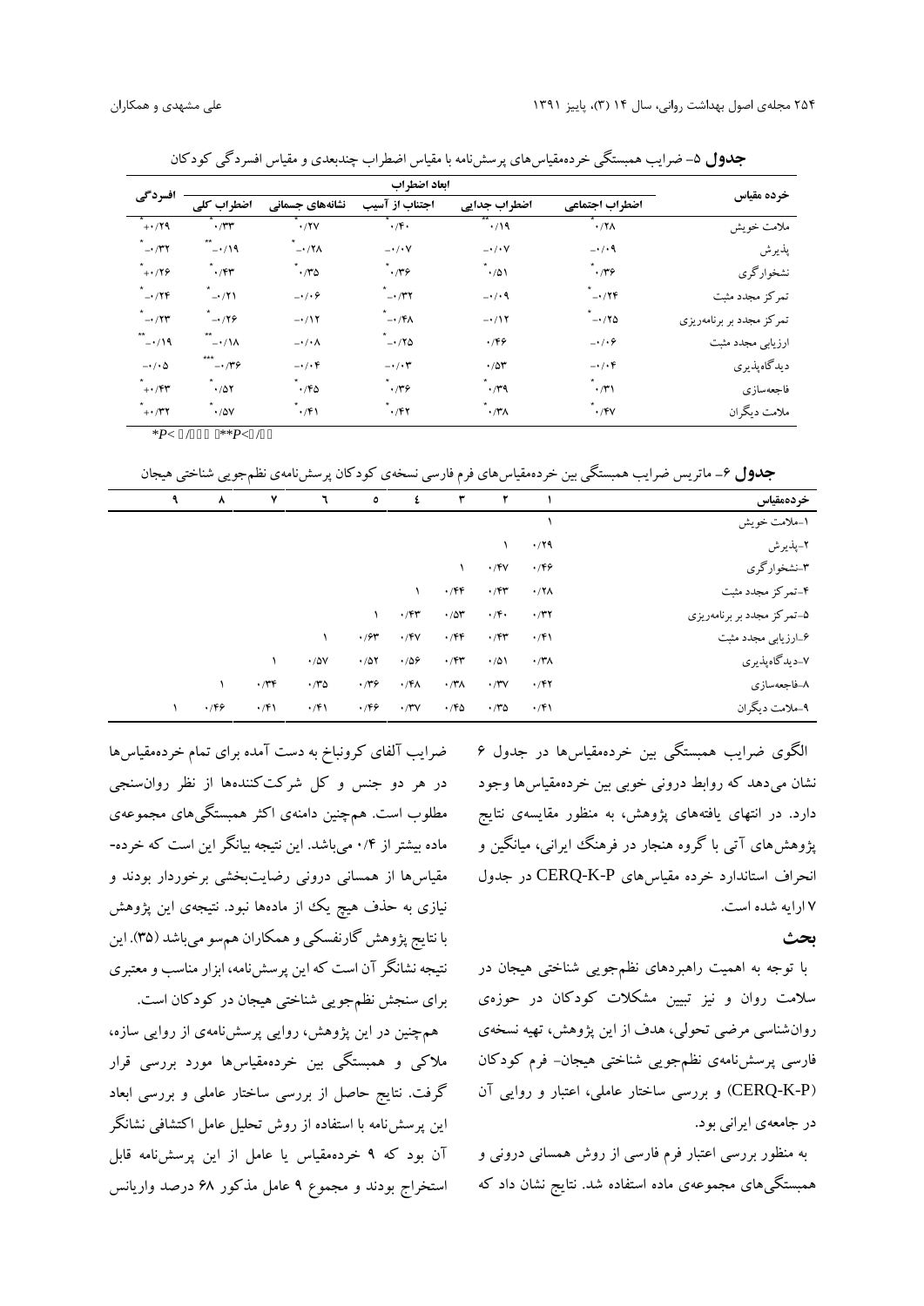**جدول ۵**- ضرایب همبستگی خرده‌مقیاس‌های پرسش‌نامه با مقیاس اضطراب چندبعدی و مقیاس افسردگی کودکان

| خرده مقیاس | ابعاد اضطراب | | | | | افسردگی |
|---|---|---|---|---|---|---|
| | اضطراب اجتماعی | اضطراب جدایی | اجتناب از آسیب | نشانه‌های جسمانی | اضطراب کلی | |
| ملامت خویش | ۰/۲۸* | ۰/۱۹** | ۰/۴۰* | ۰/۲۷* | ۰/۳۳* | +۰/۲۹* |
| پذیرش | -۰/۰۹ | -۰/۰۷ | -۰/۰۷ | -۰/۲۸* | -۰/۱۹** | -۰/۳۲* |
| نشخوارگری | ۰/۳۶* | ۰/۵۱* | ۰/۳۶* | ۰/۳۵* | ۰/۴۳* | +۰/۲۶* |
| تمرکز مجدد مثبت | -۰/۲۴* | -۰/۰۹ | -۰/۳۲* | -۰/۰۶ | -۰/۲۱* | -۰/۲۴* |
| تمرکز مجدد بر برنامه‌ریزی | -۰/۲۵* | -۰/۱۲ | -۰/۴۸* | -۰/۱۲ | -۰/۲۶* | -۰/۲۳* |
| ارزیابی مجدد مثبت | -۰/۰۶ | ۰/۴۶ | -۰/۲۵* | -۰/۰۸ | -۰/۱۸** | -۰/۱۹** |
| دیدگاه‌پذیری | -۰/۰۴ | ۰/۵۳ | -۰/۰۳ | -۰/۰۴ | -۰/۳۶*** | -۰/۰۵ |
| فاجعه‌سازی | ۰/۳۱* | ۰/۳۹* | ۰/۳۶* | ۰/۴۵* | ۰/۵۲* | +۰/۴۳* |
| ملامت دیگران | ۰/۴۷* | ۰/۳۸* | ۰/۴۲* | ۰/۴۱* | ۰/۵۷* | +۰/۳۲* |

*P< ۰/۰۰۱ **P<۰/۰۵

**جدول ۶**- ماتریس ضرایب همبستگی بین خرده‌مقیاس‌های فرم فارسی نسخه‌ی کودکان پرسش‌نامه‌ی نظم‌جویی شناختی هیجان

| خرده‌مقیاس | ۱ | ۲ | ۳ | ۴ | ۵ | ۶ | ۷ | ۸ | ۹ |
|---|---|---|---|---|---|---|---|---|---|
| ۱-ملامت خویش | ۱ | | | | | | | | |
| ۲-پذیرش | ۰/۲۹ | ۱ | | | | | | | |
| ۳-نشخوارگری | ۰/۴۶ | ۰/۴۷ | ۱ | | | | | | |
| ۴-تمرکز مجدد مثبت | ۰/۲۸ | ۰/۴۳ | ۰/۴۴ | ۱ | | | | | |
| ۵-تمرکز مجدد بر برنامه‌ریزی | ۰/۳۲ | ۰/۴۰ | ۰/۵۳ | ۰/۴۳ | ۱ | | | | |
| ۶-ارزیابی مجدد مثبت | ۰/۴۱ | ۰/۴۳ | ۰/۴۴ | ۰/۴۷ | ۰/۶۳ | ۱ | | | |
| ۷-دیدگاه‌پذیری | ۰/۳۸ | ۰/۵۱ | ۰/۴۳ | ۰/۵۶ | ۰/۵۲ | ۰/۵۷ | ۱ | | |
| ۸-فاجعه‌سازی | ۰/۴۲ | ۰/۳۷ | ۰/۳۸ | ۰/۴۸ | ۰/۳۶ | ۰/۳۵ | ۰/۳۴ | ۱ | |
| ۹-ملامت دیگران | ۰/۴۱ | ۰/۳۵ | ۰/۴۵ | ۰/۳۷ | ۰/۴۶ | ۰/۴۱ | ۰/۴۱ | ۰/۴۶ | ۱ |

الگوی ضرایب همبستگی بین خرده‌مقیاس‌ها در جدول ۶ نشان می‌دهد که روابط درونی خوبی بین خرده‌مقیاس‌ها وجود دارد. در انتهای یافته‌های پژوهش، به منظور مقایسه‌ی نتایج پژوهش‌های آتی با گروه هنجار در فرهنگ ایرانی، میانگین و انحراف استاندارد خرده مقیاس‌های CERQ-K-P در جدول ۷ ارایه شده است.

## بحث

با توجه به اهمیت راهبردهای نظم‌جویی شناختی هیجان در سلامت روان و نیز تبیین مشکلات کودکان در حوزه‌ی روان‌شناسی مرضی تحولی، هدف از این پژوهش، تهیه نسخه‌ی فارسی پرسش‌نامه‌ی نظم‌جویی شناختی هیجان- فرم کودکان (CERQ-K-P) و بررسی ساختار عاملی، اعتبار و روایی آن در جامعه‌ی ایرانی بود.

به منظور بررسی اعتبار فرم فارسی از روش همسانی درونی و همبستگی‌های مجموعه‌ی ماده استفاده شد. نتایج نشان داد که ضرایب آلفای کرونباخ به دست آمده برای تمام خرده‌مقیاس‌ها در هر دو جنس و کل شرکت‌کننده‌ها از نظر روان‌سنجی مطلوب است. هم‌چنین دامنه‌ی اکثر همبستگی‌های مجموعه‌ی ماده بیشتر از ۰/۴ می‌باشد. این نتیجه بیانگر این است که خرده‌مقیاس‌ها از همسانی درونی رضایت‌بخشی برخوردار بودند و نیازی به حذف هیچ یک از ماده‌ها نبود. نتیجه‌ی این پژوهش با نتایج پژوهش گارنفسکی و همکاران هم‌سو می‌باشد (۳۵). این نتیجه نشانگر آن است که این پرسش‌نامه، ابزار مناسب و معتبری برای سنجش نظم‌جویی شناختی هیجان در کودکان است.

هم‌چنین در این پژوهش، روایی پرسش‌نامه‌ی از روایی سازه، ملاکی و همبستگی بین خرده‌مقیاس‌ها مورد بررسی قرار گرفت. نتایج حاصل از بررسی ساختار عاملی و بررسی ابعاد این پرسش‌نامه با استفاده از روش تحلیل عامل اکتشافی نشانگر آن بود که ۹ خرده‌مقیاس یا عامل از این پرسش‌نامه قابل استخراج بودند و مجموع ۹ عامل مذکور ۶۸ درصد واریانس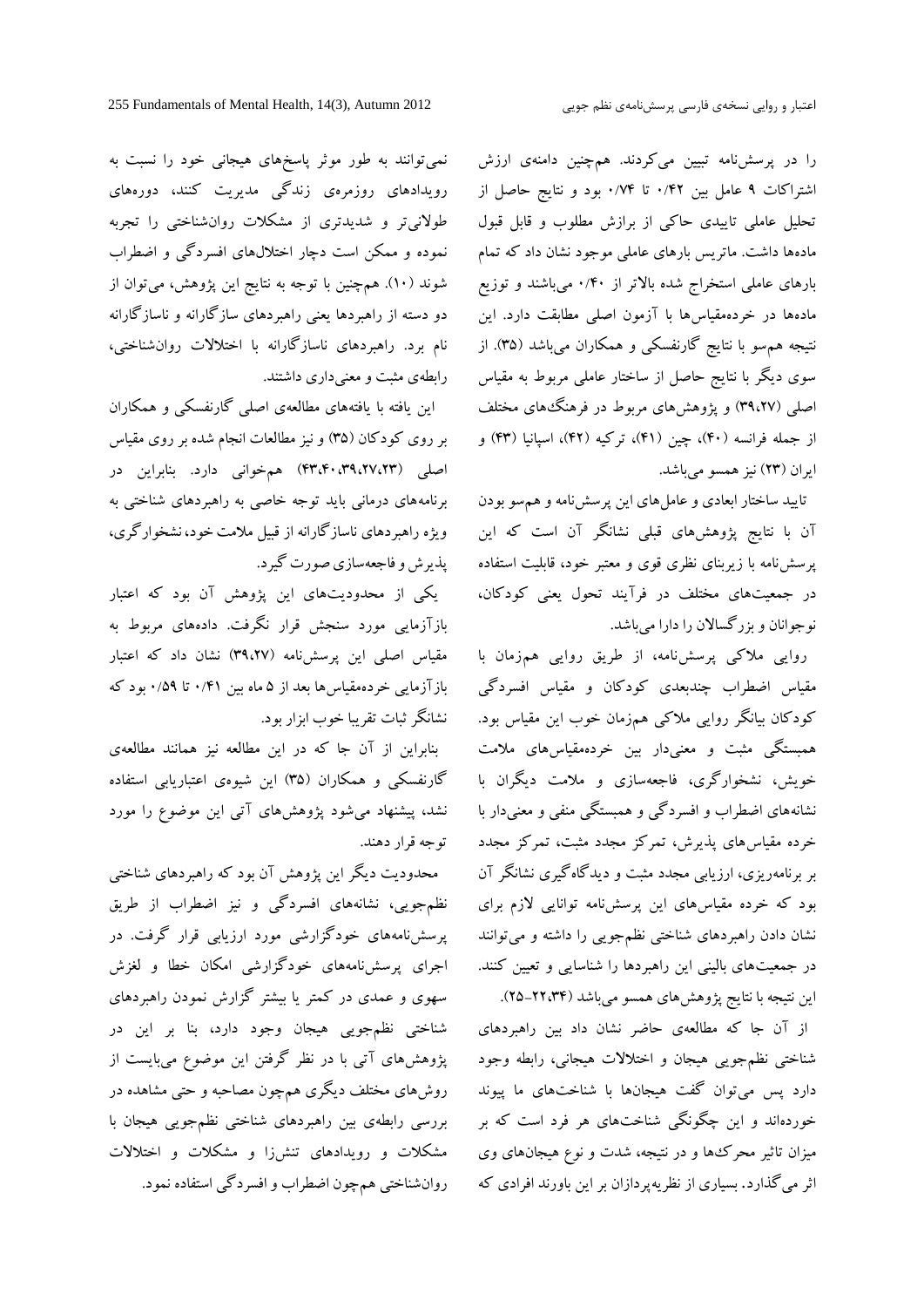را در پرسش‌نامه تبیین می‌کردند. هم‌چنین دامنه‌ی ارزش اشتراکات ۹ عامل بین ۰/۴۲ تا ۰/۷۴ بود و نتایج حاصل از تحلیل عاملی تاییدی حاکی از برازش مطلوب و قابل قبول ماده‌ها داشت. ماتریس بارهای عاملی موجود نشان داد که تمام بارهای عاملی استخراج شده بالاتر از ۰/۴۰ می‌باشند و توزیع ماده‌ها در خرده‌مقیاس‌ها با آزمون اصلی مطابقت دارد. این نتیجه هم‌سو با نتایج گارنفسکی و همکاران می‌باشد (۳۵). از سوی دیگر با نتایج حاصل از ساختار عاملی مربوط به مقیاس اصلی (۳۹،۲۷) و پژوهش‌های مربوط در فرهنگ‌های مختلف از جمله فرانسه (۴۰)، چین (۴۱)، ترکیه (۴۲)، اسپانیا (۴۳) و ایران (۲۳) نیز همسو می‌باشد.

تایید ساختار ابعادی و عامل‌های این پرسش‌نامه و هم‌سو بودن آن با نتایج پژوهش‌های قبلی نشانگر آن است که این پرسش‌نامه با زیربنای نظری قوی و معتبر خود، قابلیت استفاده در جمعیت‌های مختلف در فرآیند تحول یعنی کودکان، نوجوانان و بزرگسالان را دارا می‌باشد.

روایی ملاکی پرسش‌نامه، از طریق روایی هم‌زمان با مقیاس اضطراب چندبعدی کودکان و مقیاس افسردگی کودکان بیانگر روایی ملاکی هم‌زمان خوب این مقیاس بود. همبستگی مثبت و معنی‌دار بین خرده‌مقیاس‌های ملامت خویش، نشخوارگری، فاجعه‌سازی و ملامت دیگران با نشانه‌های اضطراب و افسردگی و همبستگی منفی و معنی‌دار با خرده مقیاس‌های پذیرش، تمرکز مجدد مثبت، تمرکز مجدد بر برنامه‌ریزی، ارزیابی مجدد مثبت و دیدگاه‌گیری نشانگر آن بود که خرده مقیاس‌های این پرسش‌نامه توانایی لازم برای نشان دادن راهبردهای شناختی نظم‌جویی را داشته و می‌توانند در جمعیت‌های بالینی این راهبردها را شناسایی و تعیین کنند. این نتیجه با نتایج پژوهش‌های همسو می‌باشد (۳۴،۲۲-۲۵).

از آن جا که مطالعه‌ی حاضر نشان داد بین راهبردهای شناختی نظم‌جویی هیجان و اختلالات هیجانی، رابطه وجود دارد پس می‌توان گفت هیجان‌ها با شناخت‌های ما پیوند خورده‌اند و این چگونگی شناخت‌های هر فرد است که بر میزان تاثیر محرک‌ها و در نتیجه، شدت و نوع هیجان‌های وی اثر می‌گذارد. بسیاری از نظریه‌پردازان بر این باورند افرادی که نمی‌توانند به طور موثر پاسخ‌های هیجانی خود را نسبت به رویدادهای روزمره‌ی زندگی مدیریت کنند، دوره‌های طولانی‌تر و شدیدتری از مشکلات روان‌شناختی را تجربه نموده و ممکن است دچار اختلال‌های افسردگی و اضطراب شوند (۱۰). هم‌چنین با توجه به نتایج این پژوهش، می‌توان از دو دسته از راهبردها یعنی راهبردهای سازگارانه و ناسازگارانه نام برد. راهبردهای ناسازگارانه با اختلالات روان‌شناختی، رابطه‌ی مثبت و معنی‌داری داشتند.

این یافته با یافته‌های مطالعه‌ی اصلی گارنفسکی و همکاران بر روی کودکان (۳۵) و نیز مطالعات انجام شده بر روی مقیاس اصلی (۴۳،۴۰،۳۹،۲۷،۲۳) هم‌خوانی دارد. بنابراین در برنامه‌های درمانی شناختی باید توجه خاصی به راهبردهای شناختی به ویژه راهبردهای ناسازگارانه از قبیل ملامت خود، نشخوارگری، پذیرش و فاجعه‌سازی صورت گیرد.

یکی از محدودیت‌های این پژوهش آن بود که اعتبار بازآزمایی مورد سنجش قرار نگرفت. داده‌های مربوط به مقیاس اصلی این پرسش‌نامه (۳۹،۲۷) نشان داد که اعتبار بازآزمایی خرده‌مقیاس‌ها بعد از ۵ ماه بین ۰/۴۱ تا ۰/۵۹ بود که نشانگر ثبات تقریبا خوب ابزار بود.

بنابراین از آن جا که در این مطالعه نیز همانند مطالعه‌ی گارنفسکی و همکاران (۳۵) این شیوه‌ی اعتباریابی استفاده نشد، پیشنهاد می‌شود پژوهش‌های آتی این موضوع را مورد توجه قرار دهند.

محدودیت دیگر این پژوهش آن بود که راهبردهای شناختی نظم‌جویی، نشانه‌های افسردگی و نیز اضطراب از طریق پرسش‌نامه‌های خودگزارشی مورد ارزیابی قرار گرفت. در اجرای پرسش‌نامه‌های خودگزارشی امکان خطا و لغزش سهوی و عمدی در کمتر یا بیشتر گزارش نمودن راهبردهای شناختی نظم‌جویی هیجان وجود دارد، بنا بر این در پژوهش‌های آتی با در نظر گرفتن این موضوع می‌بایست از روش‌های مختلف دیگری هم‌چون مصاحبه و حتی مشاهده در بررسی رابطه‌ی بین راهبردهای شناختی نظم‌جویی هیجان با مشکلات و رویدادهای تنش‌زا و مشکلات و اختلالات روان‌شناختی هم‌چون اضطراب و افسردگی استفاده نمود.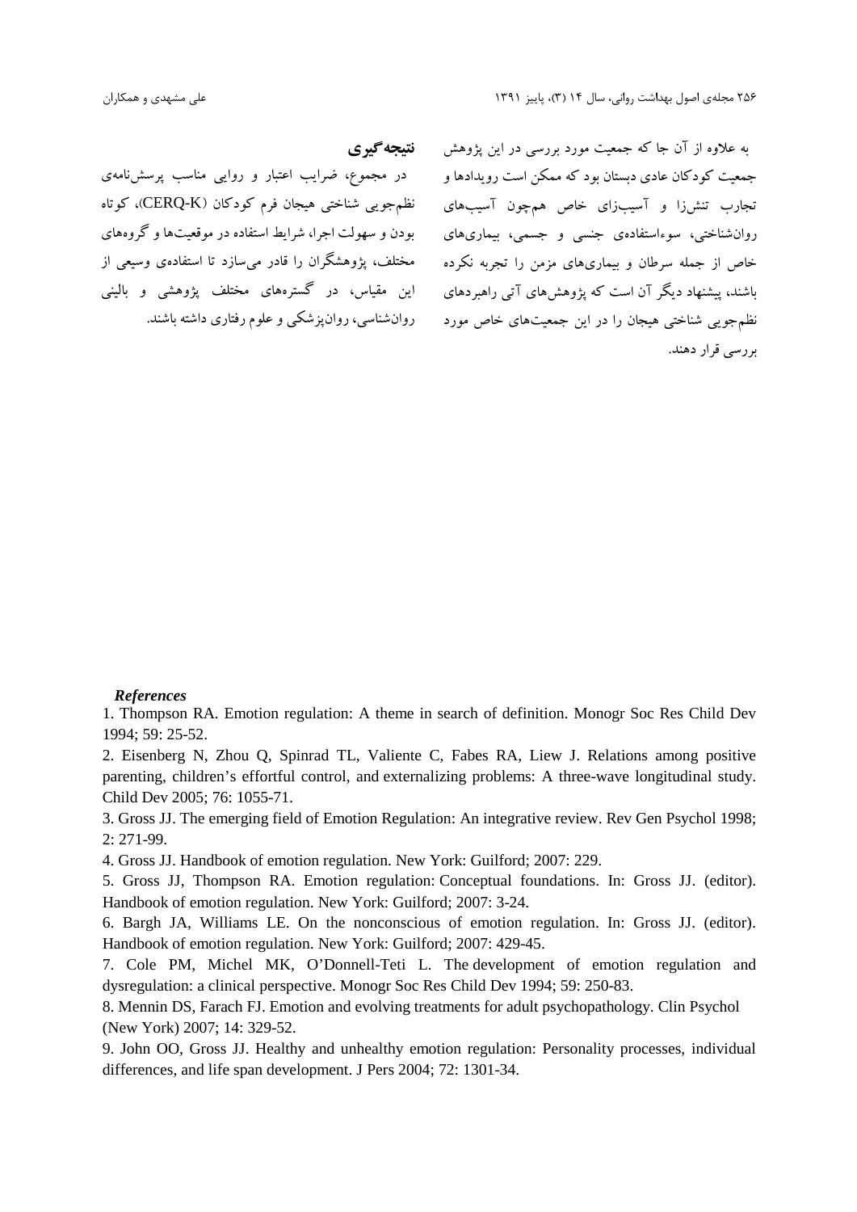به علاوه از آن جا که جمعیت مورد بررسی در این پژوهش جمعیت کودکان عادی دبستان بود که ممکن است رویدادها و تجارب تنش‌زا و آسیب‌زای خاص هم‌چون آسیب‌های روان‌شناختی، سوءاستفاده‌ی جنسی و جسمی، بیماری‌های خاص از جمله سرطان و بیماری‌های مزمن را تجربه نکرده باشند، پیشنهاد دیگر آن است که پژوهش‌های آتی راهبردهای نظم‌جویی شناختی هیجان را در این جمعیت‌های خاص مورد بررسی قرار دهند.

## نتیجه‌گیری

در مجموع، ضرایب اعتبار و روایی مناسب پرسش‌نامه‌ی نظم‌جویی شناختی هیجان فرم کودکان (CERQ-K)، کوتاه بودن و سهولت اجرا، شرایط استفاده در موقعیت‌ها و گروه‌های مختلف، پژوهشگران را قادر می‌سازد تا استفاده‌ی وسیعی از این مقیاس، در گستره‌های مختلف پژوهشی و بالینی روان‌شناسی، روان‌پزشکی و علوم رفتاری داشته باشند.

### *References*

1. Thompson RA. Emotion regulation: A theme in search of definition. Monogr Soc Res Child Dev 1994; 59: 25-52.

2. Eisenberg N, Zhou Q, Spinrad TL, Valiente C, Fabes RA, Liew J. Relations among positive parenting, children's effortful control, and externalizing problems: A three-wave longitudinal study. Child Dev 2005; 76: 1055-71.

3. Gross JJ. The emerging field of Emotion Regulation: An integrative review. Rev Gen Psychol 1998; 2: 271-99.

4. Gross JJ. Handbook of emotion regulation. New York: Guilford; 2007: 229.

5. Gross JJ, Thompson RA. Emotion regulation: Conceptual foundations. In: Gross JJ. (editor). Handbook of emotion regulation. New York: Guilford; 2007: 3-24.

6. Bargh JA, Williams LE. On the nonconscious of emotion regulation. In: Gross JJ. (editor). Handbook of emotion regulation. New York: Guilford; 2007: 429-45.

7. Cole PM, Michel MK, O'Donnell-Teti L. The development of emotion regulation and dysregulation: a clinical perspective. Monogr Soc Res Child Dev 1994; 59: 250-83.

8. Mennin DS, Farach FJ. Emotion and evolving treatments for adult psychopathology. Clin Psychol (New York) 2007; 14: 329-52.

9. John OO, Gross JJ. Healthy and unhealthy emotion regulation: Personality processes, individual differences, and life span development. J Pers 2004; 72: 1301-34.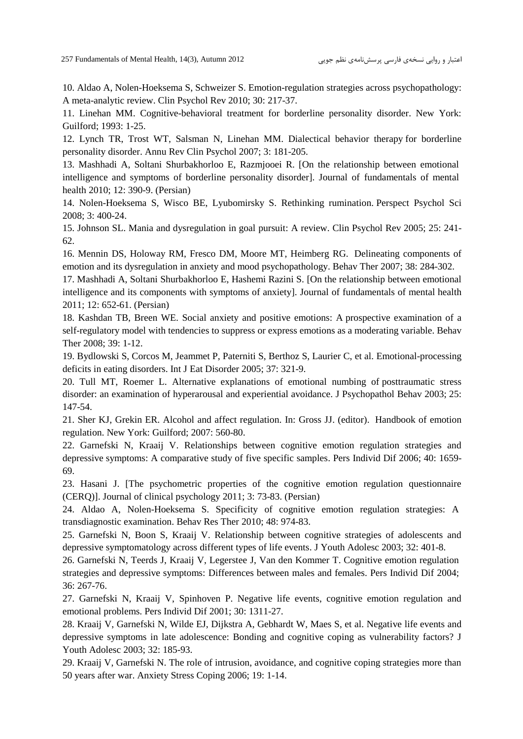10. Aldao A, Nolen-Hoeksema S, Schweizer S. Emotion-regulation strategies across psychopathology: A meta-analytic review. Clin Psychol Rev 2010; 30: 217-37.

11. Linehan MM. Cognitive-behavioral treatment for borderline personality disorder. New York: Guilford; 1993: 1-25.

12. Lynch TR, Trost WT, Salsman N, Linehan MM. Dialectical behavior therapy for borderline personality disorder. Annu Rev Clin Psychol 2007; 3: 181-205.

13. Mashhadi A, Soltani Shurbakhorloo E, Razmjooei R. [On the relationship between emotional intelligence and symptoms of borderline personality disorder]. Journal of fundamentals of mental health 2010; 12: 390-9. (Persian)

14. Nolen-Hoeksema S, Wisco BE, Lyubomirsky S. Rethinking rumination. Perspect Psychol Sci 2008; 3: 400-24.

15. Johnson SL. Mania and dysregulation in goal pursuit: A review. Clin Psychol Rev 2005; 25: 241-62.

16. Mennin DS, Holoway RM, Fresco DM, Moore MT, Heimberg RG. Delineating components of emotion and its dysregulation in anxiety and mood psychopathology. Behav Ther 2007; 38: 284-302.

17. Mashhadi A, Soltani Shurbakhorloo E, Hashemi Razini S. [On the relationship between emotional intelligence and its components with symptoms of anxiety]. Journal of fundamentals of mental health 2011; 12: 652-61. (Persian)

18. Kashdan TB, Breen WE. Social anxiety and positive emotions: A prospective examination of a self-regulatory model with tendencies to suppress or express emotions as a moderating variable. Behav Ther 2008; 39: 1-12.

19. Bydlowski S, Corcos M, Jeammet P, Paterniti S, Berthoz S, Laurier C, et al. Emotional-processing deficits in eating disorders. Int J Eat Disorder 2005; 37: 321-9.

20. Tull MT, Roemer L. Alternative explanations of emotional numbing of posttraumatic stress disorder: an examination of hyperarousal and experiential avoidance. J Psychopathol Behav 2003; 25: 147-54.

21. Sher KJ, Grekin ER. Alcohol and affect regulation. In: Gross JJ. (editor). Handbook of emotion regulation. New York: Guilford; 2007: 560-80.

22. Garnefski N, Kraaij V. Relationships between cognitive emotion regulation strategies and depressive symptoms: A comparative study of five specific samples. Pers Individ Dif 2006; 40: 1659-69.

23. Hasani J. [The psychometric properties of the cognitive emotion regulation questionnaire (CERQ)]. Journal of clinical psychology 2011; 3: 73-83. (Persian)

24. Aldao A, Nolen-Hoeksema S. Specificity of cognitive emotion regulation strategies: A transdiagnostic examination. Behav Res Ther 2010; 48: 974-83.

25. Garnefski N, Boon S, Kraaij V. Relationship between cognitive strategies of adolescents and depressive symptomatology across different types of life events. J Youth Adolesc 2003; 32: 401-8.

26. Garnefski N, Teerds J, Kraaij V, Legerstee J, Van den Kommer T. Cognitive emotion regulation strategies and depressive symptoms: Differences between males and females. Pers Individ Dif 2004; 36: 267-76.

27. Garnefski N, Kraaij V, Spinhoven P. Negative life events, cognitive emotion regulation and emotional problems. Pers Individ Dif 2001; 30: 1311-27.

28. Kraaij V, Garnefski N, Wilde EJ, Dijkstra A, Gebhardt W, Maes S, et al. Negative life events and depressive symptoms in late adolescence: Bonding and cognitive coping as vulnerability factors? J Youth Adolesc 2003; 32: 185-93.

29. Kraaij V, Garnefski N. The role of intrusion, avoidance, and cognitive coping strategies more than 50 years after war. Anxiety Stress Coping 2006; 19: 1-14.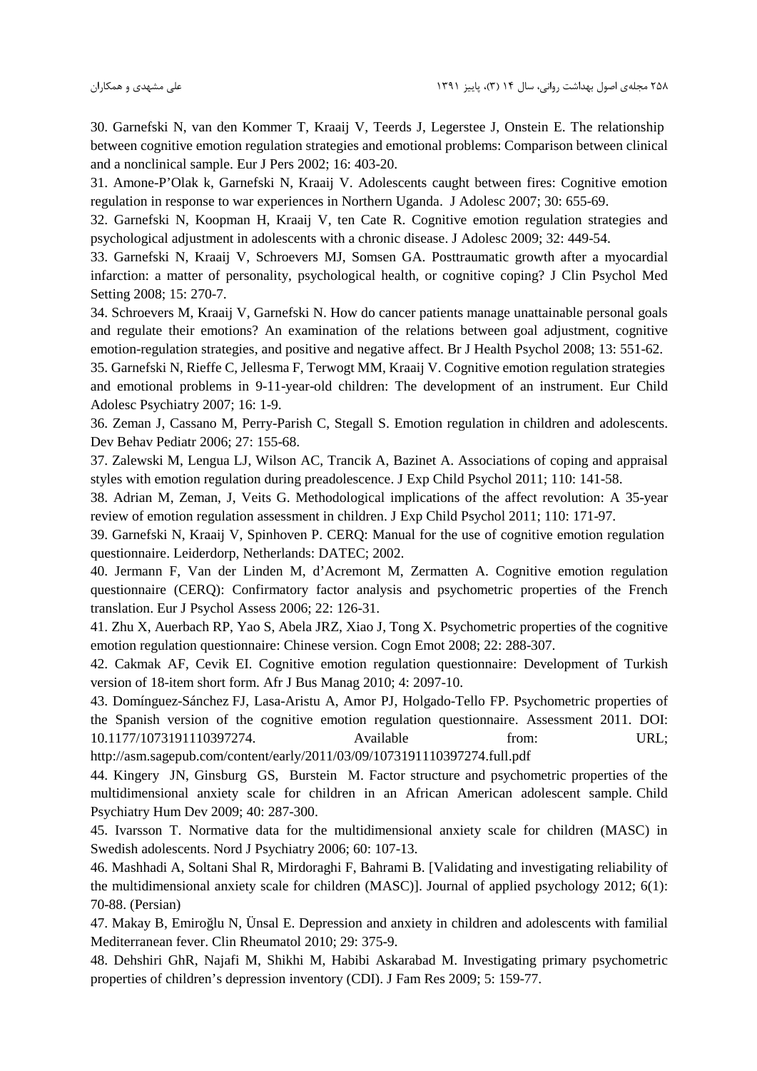30. Garnefski N, van den Kommer T, Kraaij V, Teerds J, Legerstee J, Onstein E. The relationship between cognitive emotion regulation strategies and emotional problems: Comparison between clinical and a nonclinical sample. Eur J Pers 2002; 16: 403-20.

31. Amone-P'Olak k, Garnefski N, Kraaij V. Adolescents caught between fires: Cognitive emotion regulation in response to war experiences in Northern Uganda. J Adolesc 2007; 30: 655-69.

32. Garnefski N, Koopman H, Kraaij V, ten Cate R. Cognitive emotion regulation strategies and psychological adjustment in adolescents with a chronic disease. J Adolesc 2009; 32: 449-54.

33. Garnefski N, Kraaij V, Schroevers MJ, Somsen GA. Posttraumatic growth after a myocardial infarction: a matter of personality, psychological health, or cognitive coping? J Clin Psychol Med Setting 2008; 15: 270-7.

34. Schroevers M, Kraaij V, Garnefski N. How do cancer patients manage unattainable personal goals and regulate their emotions? An examination of the relations between goal adjustment, cognitive emotion-regulation strategies, and positive and negative affect. Br J Health Psychol 2008; 13: 551-62.

35. Garnefski N, Rieffe C, Jellesma F, Terwogt MM, Kraaij V. Cognitive emotion regulation strategies and emotional problems in 9-11-year-old children: The development of an instrument. Eur Child Adolesc Psychiatry 2007; 16: 1-9.

36. Zeman J, Cassano M, Perry-Parish C, Stegall S. Emotion regulation in children and adolescents. Dev Behav Pediatr 2006; 27: 155-68.

37. Zalewski M, Lengua LJ, Wilson AC, Trancik A, Bazinet A. Associations of coping and appraisal styles with emotion regulation during preadolescence. J Exp Child Psychol 2011; 110: 141-58.

38. Adrian M, Zeman, J, Veits G. Methodological implications of the affect revolution: A 35-year review of emotion regulation assessment in children. J Exp Child Psychol 2011; 110: 171-97.

39. Garnefski N, Kraaij V, Spinhoven P. CERQ: Manual for the use of cognitive emotion regulation questionnaire. Leiderdorp, Netherlands: DATEC; 2002.

40. Jermann F, Van der Linden M, d'Acremont M, Zermatten A. Cognitive emotion regulation questionnaire (CERQ): Confirmatory factor analysis and psychometric properties of the French translation. Eur J Psychol Assess 2006; 22: 126-31.

41. Zhu X, Auerbach RP, Yao S, Abela JRZ, Xiao J, Tong X. Psychometric properties of the cognitive emotion regulation questionnaire: Chinese version. Cogn Emot 2008; 22: 288-307.

42. Cakmak AF, Cevik EI. Cognitive emotion regulation questionnaire: Development of Turkish version of 18-item short form. Afr J Bus Manag 2010; 4: 2097-10.

43. Domínguez-Sánchez FJ, Lasa-Aristu A, Amor PJ, Holgado-Tello FP. Psychometric properties of the Spanish version of the cognitive emotion regulation questionnaire. Assessment 2011. DOI: 10.1177/1073191110397274. Available from: URL; http://asm.sagepub.com/content/early/2011/03/09/1073191110397274.full.pdf

44. Kingery JN, Ginsburg GS, Burstein M. Factor structure and psychometric properties of the multidimensional anxiety scale for children in an African American adolescent sample. Child Psychiatry Hum Dev 2009; 40: 287-300.

45. Ivarsson T. Normative data for the multidimensional anxiety scale for children (MASC) in Swedish adolescents. Nord J Psychiatry 2006; 60: 107-13.

46. Mashhadi A, Soltani Shal R, Mirdoraghi F, Bahrami B. [Validating and investigating reliability of the multidimensional anxiety scale for children (MASC)]. Journal of applied psychology 2012; 6(1): 70-88. (Persian)

47. Makay B, Emiroğlu N, Ünsal E. Depression and anxiety in children and adolescents with familial Mediterranean fever. Clin Rheumatol 2010; 29: 375-9.

48. Dehshiri GhR, Najafi M, Shikhi M, Habibi Askarabad M. Investigating primary psychometric properties of children's depression inventory (CDI). J Fam Res 2009; 5: 159-77.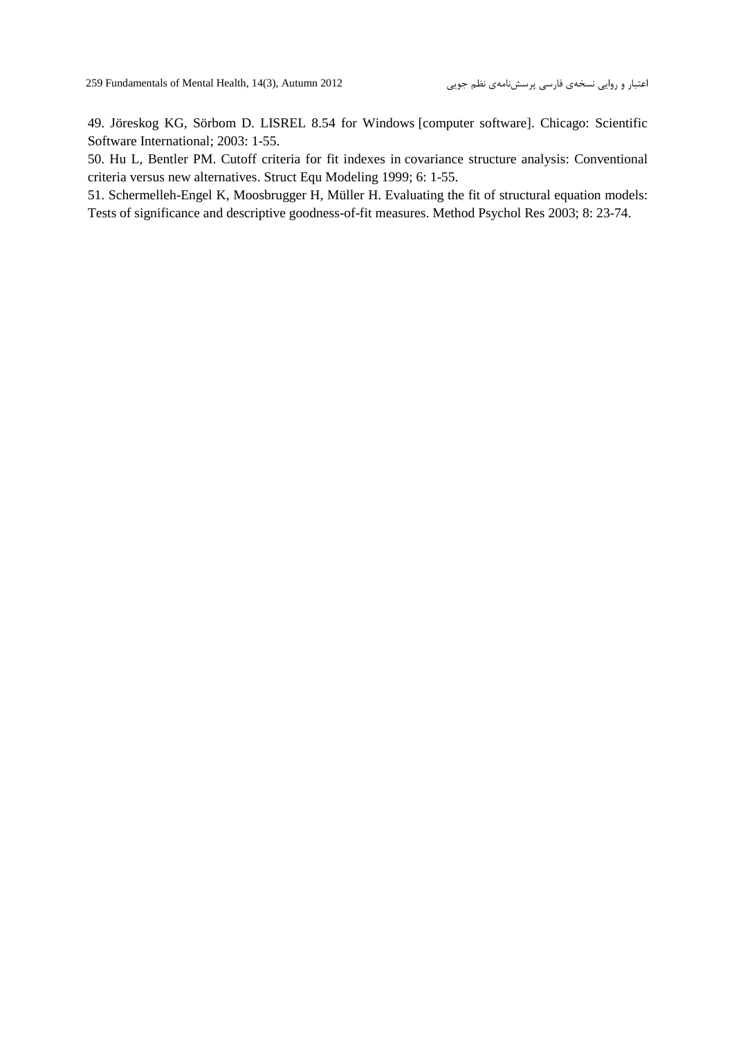49. Jöreskog KG, Sörbom D. LISREL 8.54 for Windows [computer software]. Chicago: Scientific Software International; 2003: 1-55.

50. Hu L, Bentler PM. Cutoff criteria for fit indexes in covariance structure analysis: Conventional criteria versus new alternatives. Struct Equ Modeling 1999; 6: 1-55.

51. Schermelleh-Engel K, Moosbrugger H, Müller H. Evaluating the fit of structural equation models: Tests of significance and descriptive goodness-of-fit measures. Method Psychol Res 2003; 8: 23-74.